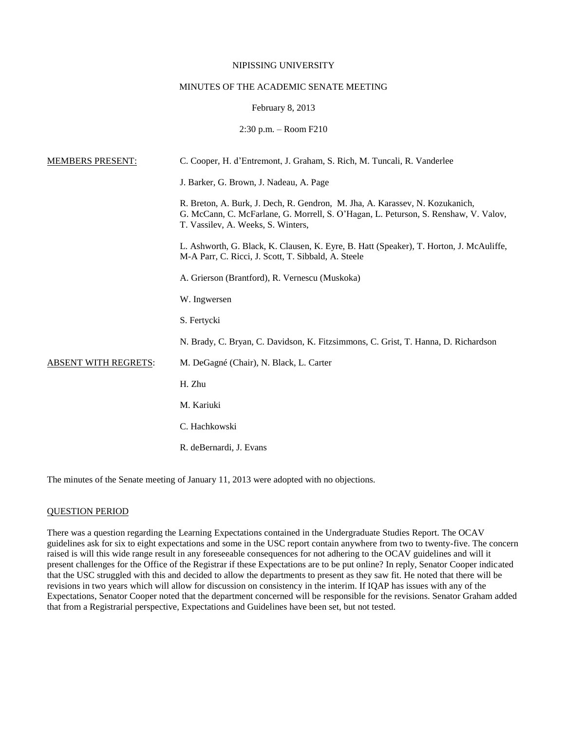NIPISSING UNIVERSITY

MINUTES OF THE ACADEMIC SENATE MEETING

February 8, 2013

2:30 p.m. – Room F210

| | |
|---|---|
| MEMBERS PRESENT: | C. Cooper, H. d'Entremont, J. Graham, S. Rich, M. Tuncali, R. Vanderlee |
| | J. Barker, G. Brown, J. Nadeau, A. Page |
| | R. Breton, A. Burk, J. Dech, R. Gendron, M. Jha, A. Karassev, N. Kozukanich, G. McCann, C. McFarlane, G. Morrell, S. O'Hagan, L. Peturson, S. Renshaw, V. Valov, T. Vassilev, A. Weeks, S. Winters, |
| | L. Ashworth, G. Black, K. Clausen, K. Eyre, B. Hatt (Speaker), T. Horton, J. McAuliffe, M-A Parr, C. Ricci, J. Scott, T. Sibbald, A. Steele |
| | A. Grierson (Brantford), R. Vernescu (Muskoka) |
| | W. Ingwersen |
| | S. Fertycki |
| | N. Brady, C. Bryan, C. Davidson, K. Fitzsimmons, C. Grist, T. Hanna, D. Richardson |
| ABSENT WITH REGRETS: | M. DeGagné (Chair), N. Black, L. Carter |
| | H. Zhu |
| | M. Kariuki |
| | C. Hachkowski |
| | R. deBernardi, J. Evans |

The minutes of the Senate meeting of January 11, 2013 were adopted with no objections.

## QUESTION PERIOD

There was a question regarding the Learning Expectations contained in the Undergraduate Studies Report. The OCAV guidelines ask for six to eight expectations and some in the USC report contain anywhere from two to twenty-five. The concern raised is will this wide range result in any foreseeable consequences for not adhering to the OCAV guidelines and will it present challenges for the Office of the Registrar if these Expectations are to be put online? In reply, Senator Cooper indicated that the USC struggled with this and decided to allow the departments to present as they saw fit. He noted that there will be revisions in two years which will allow for discussion on consistency in the interim. If IQAP has issues with any of the Expectations, Senator Cooper noted that the department concerned will be responsible for the revisions. Senator Graham added that from a Registrarial perspective, Expectations and Guidelines have been set, but not tested.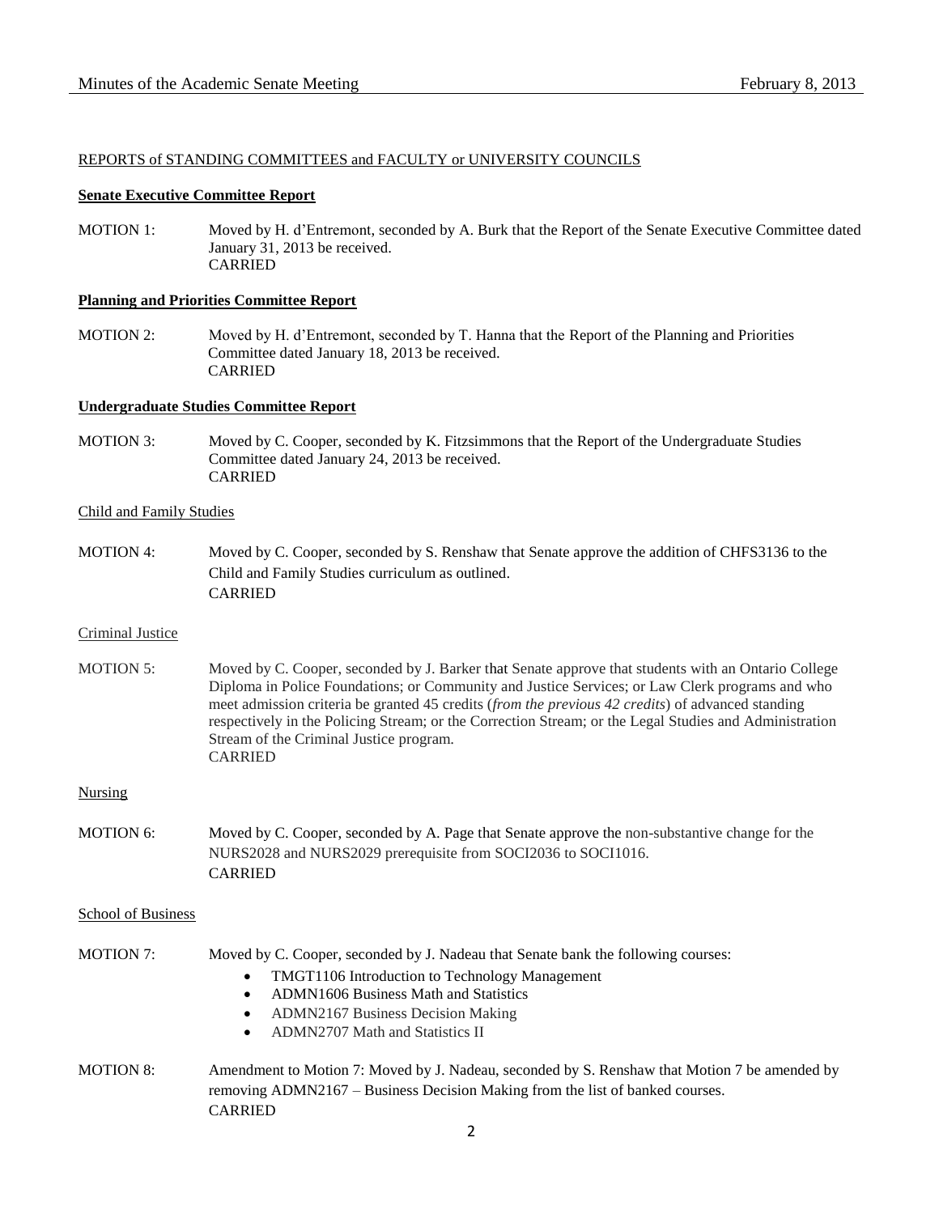REPORTS of STANDING COMMITTEES and FACULTY or UNIVERSITY COUNCILS

**Senate Executive Committee Report**

MOTION 1: Moved by H. d'Entremont, seconded by A. Burk that the Report of the Senate Executive Committee dated January 31, 2013 be received.
CARRIED

**Planning and Priorities Committee Report**

MOTION 2: Moved by H. d'Entremont, seconded by T. Hanna that the Report of the Planning and Priorities Committee dated January 18, 2013 be received.
CARRIED

**Undergraduate Studies Committee Report**

MOTION 3: Moved by C. Cooper, seconded by K. Fitzsimmons that the Report of the Undergraduate Studies Committee dated January 24, 2013 be received.
CARRIED

Child and Family Studies

MOTION 4: Moved by C. Cooper, seconded by S. Renshaw that Senate approve the addition of CHFS3136 to the Child and Family Studies curriculum as outlined.
CARRIED

Criminal Justice

MOTION 5: Moved by C. Cooper, seconded by J. Barker that Senate approve that students with an Ontario College Diploma in Police Foundations; or Community and Justice Services; or Law Clerk programs and who meet admission criteria be granted 45 credits (*from the previous 42 credits*) of advanced standing respectively in the Policing Stream; or the Correction Stream; or the Legal Studies and Administration Stream of the Criminal Justice program.
CARRIED

Nursing

MOTION 6: Moved by C. Cooper, seconded by A. Page that Senate approve the non-substantive change for the NURS2028 and NURS2029 prerequisite from SOCI2036 to SOCI1016.
CARRIED

School of Business

MOTION 7: Moved by C. Cooper, seconded by J. Nadeau that Senate bank the following courses:

- TMGT1106 Introduction to Technology Management
- ADMN1606 Business Math and Statistics
- ADMN2167 Business Decision Making
- ADMN2707 Math and Statistics II

MOTION 8: Amendment to Motion 7: Moved by J. Nadeau, seconded by S. Renshaw that Motion 7 be amended by removing ADMN2167 – Business Decision Making from the list of banked courses.
CARRIED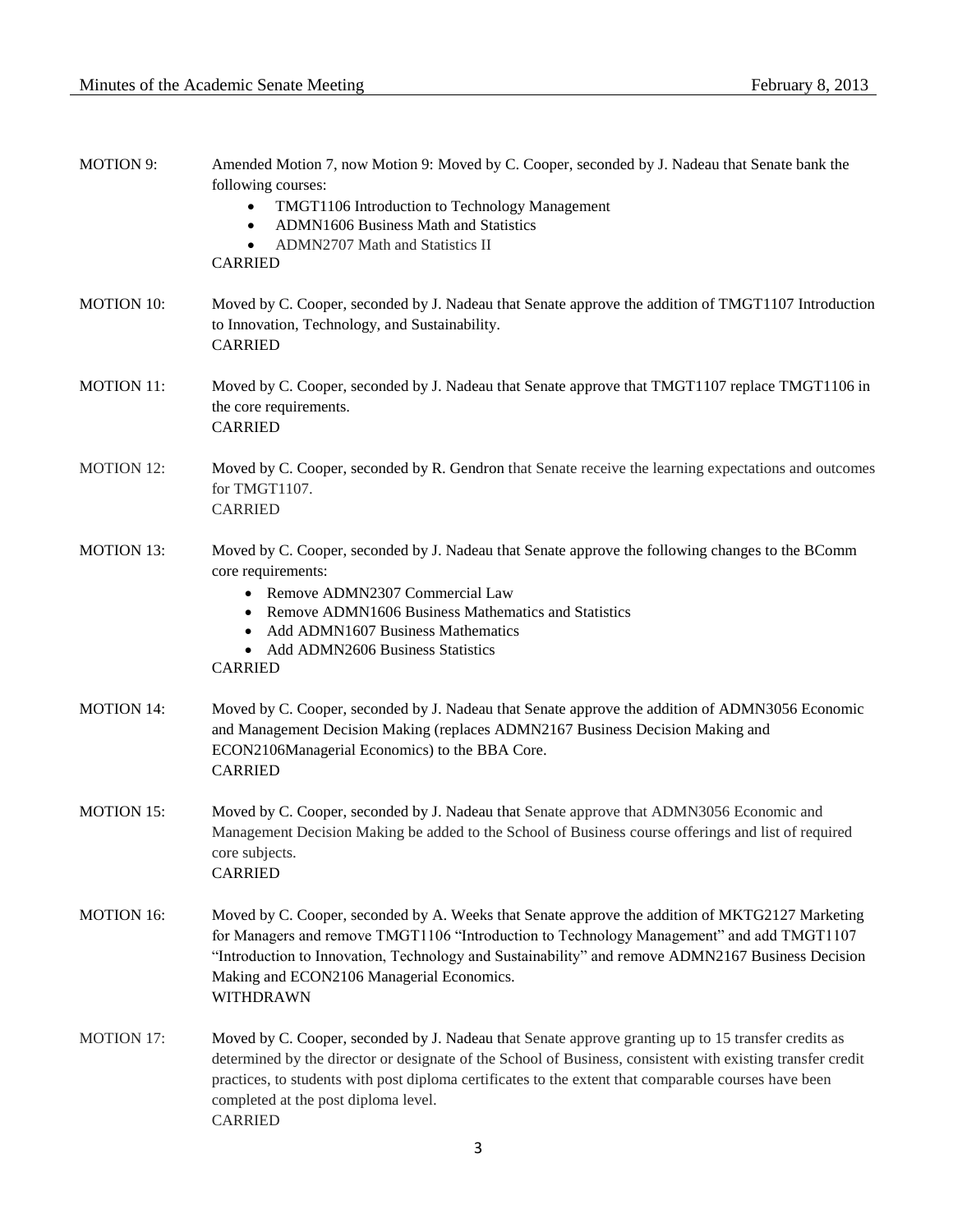MOTION 9: Amended Motion 7, now Motion 9: Moved by C. Cooper, seconded by J. Nadeau that Senate bank the following courses:

- TMGT1106 Introduction to Technology Management
- ADMN1606 Business Math and Statistics
- ADMN2707 Math and Statistics II

CARRIED

MOTION 10: Moved by C. Cooper, seconded by J. Nadeau that Senate approve the addition of TMGT1107 Introduction to Innovation, Technology, and Sustainability.
CARRIED

MOTION 11: Moved by C. Cooper, seconded by J. Nadeau that Senate approve that TMGT1107 replace TMGT1106 in the core requirements.
CARRIED

MOTION 12: Moved by C. Cooper, seconded by R. Gendron that Senate receive the learning expectations and outcomes for TMGT1107.
CARRIED

MOTION 13: Moved by C. Cooper, seconded by J. Nadeau that Senate approve the following changes to the BComm core requirements:

- Remove ADMN2307 Commercial Law
- Remove ADMN1606 Business Mathematics and Statistics
- Add ADMN1607 Business Mathematics
- Add ADMN2606 Business Statistics

CARRIED

MOTION 14: Moved by C. Cooper, seconded by J. Nadeau that Senate approve the addition of ADMN3056 Economic and Management Decision Making (replaces ADMN2167 Business Decision Making and ECON2106Managerial Economics) to the BBA Core.
CARRIED

MOTION 15: Moved by C. Cooper, seconded by J. Nadeau that Senate approve that ADMN3056 Economic and Management Decision Making be added to the School of Business course offerings and list of required core subjects.
CARRIED

MOTION 16: Moved by C. Cooper, seconded by A. Weeks that Senate approve the addition of MKTG2127 Marketing for Managers and remove TMGT1106 "Introduction to Technology Management" and add TMGT1107 "Introduction to Innovation, Technology and Sustainability" and remove ADMN2167 Business Decision Making and ECON2106 Managerial Economics.
WITHDRAWN

MOTION 17: Moved by C. Cooper, seconded by J. Nadeau that Senate approve granting up to 15 transfer credits as determined by the director or designate of the School of Business, consistent with existing transfer credit practices, to students with post diploma certificates to the extent that comparable courses have been completed at the post diploma level.
CARRIED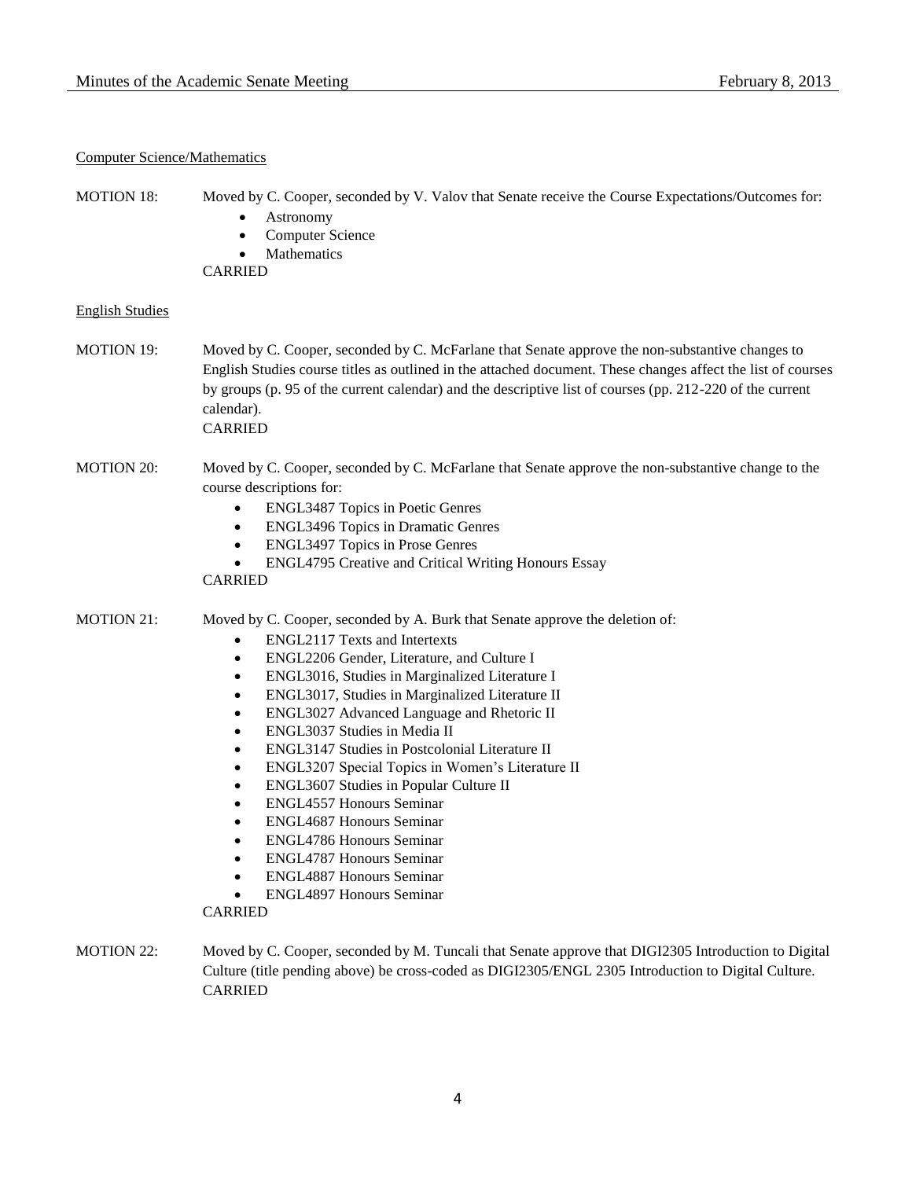Computer Science/Mathematics

MOTION 18: Moved by C. Cooper, seconded by V. Valov that Senate receive the Course Expectations/Outcomes for:

- Astronomy
- Computer Science
- Mathematics

CARRIED

English Studies

MOTION 19: Moved by C. Cooper, seconded by C. McFarlane that Senate approve the non-substantive changes to English Studies course titles as outlined in the attached document. These changes affect the list of courses by groups (p. 95 of the current calendar) and the descriptive list of courses (pp. 212-220 of the current calendar).
CARRIED

MOTION 20: Moved by C. Cooper, seconded by C. McFarlane that Senate approve the non-substantive change to the course descriptions for:

- ENGL3487 Topics in Poetic Genres
- ENGL3496 Topics in Dramatic Genres
- ENGL3497 Topics in Prose Genres
- ENGL4795 Creative and Critical Writing Honours Essay

CARRIED

MOTION 21: Moved by C. Cooper, seconded by A. Burk that Senate approve the deletion of:

- ENGL2117 Texts and Intertexts
- ENGL2206 Gender, Literature, and Culture I
- ENGL3016, Studies in Marginalized Literature I
- ENGL3017, Studies in Marginalized Literature II
- ENGL3027 Advanced Language and Rhetoric II
- ENGL3037 Studies in Media II
- ENGL3147 Studies in Postcolonial Literature II
- ENGL3207 Special Topics in Women's Literature II
- ENGL3607 Studies in Popular Culture II
- ENGL4557 Honours Seminar
- ENGL4687 Honours Seminar
- ENGL4786 Honours Seminar
- ENGL4787 Honours Seminar
- ENGL4887 Honours Seminar
- ENGL4897 Honours Seminar

CARRIED

MOTION 22: Moved by C. Cooper, seconded by M. Tuncali that Senate approve that DIGI2305 Introduction to Digital Culture (title pending above) be cross-coded as DIGI2305/ENGL 2305 Introduction to Digital Culture.
CARRIED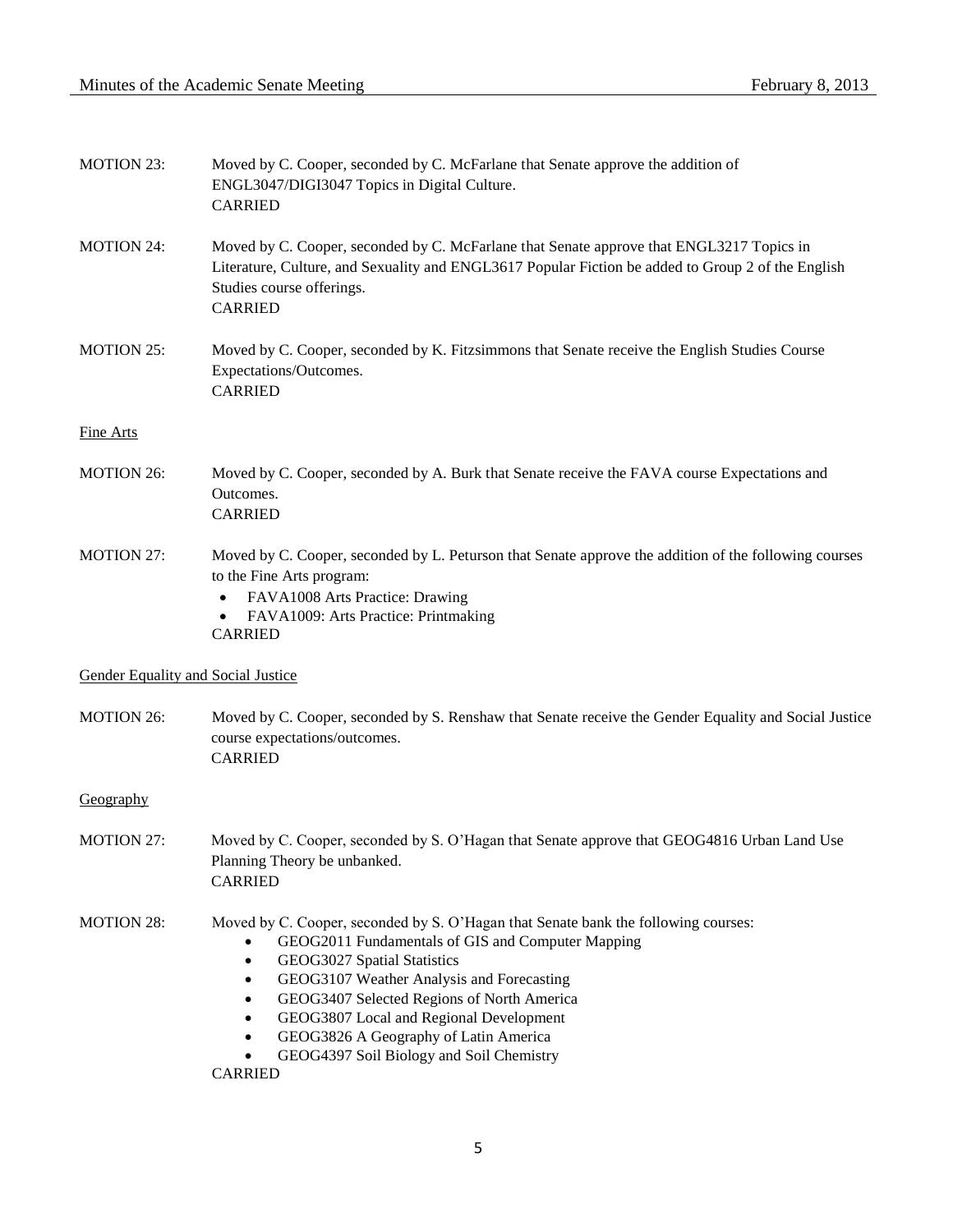MOTION 23: Moved by C. Cooper, seconded by C. McFarlane that Senate approve the addition of ENGL3047/DIGI3047 Topics in Digital Culture.
CARRIED

MOTION 24: Moved by C. Cooper, seconded by C. McFarlane that Senate approve that ENGL3217 Topics in Literature, Culture, and Sexuality and ENGL3617 Popular Fiction be added to Group 2 of the English Studies course offerings.
CARRIED

MOTION 25: Moved by C. Cooper, seconded by K. Fitzsimmons that Senate receive the English Studies Course Expectations/Outcomes.
CARRIED

Fine Arts

MOTION 26: Moved by C. Cooper, seconded by A. Burk that Senate receive the FAVA course Expectations and Outcomes.
CARRIED

MOTION 27: Moved by C. Cooper, seconded by L. Peturson that Senate approve the addition of the following courses to the Fine Arts program:

- FAVA1008 Arts Practice: Drawing
- FAVA1009: Arts Practice: Printmaking

CARRIED

Gender Equality and Social Justice

MOTION 26: Moved by C. Cooper, seconded by S. Renshaw that Senate receive the Gender Equality and Social Justice course expectations/outcomes.
CARRIED

Geography

MOTION 27: Moved by C. Cooper, seconded by S. O'Hagan that Senate approve that GEOG4816 Urban Land Use Planning Theory be unbanked.
CARRIED

MOTION 28: Moved by C. Cooper, seconded by S. O'Hagan that Senate bank the following courses:

- GEOG2011 Fundamentals of GIS and Computer Mapping
- GEOG3027 Spatial Statistics
- GEOG3107 Weather Analysis and Forecasting
- GEOG3407 Selected Regions of North America
- GEOG3807 Local and Regional Development
- GEOG3826 A Geography of Latin America
- GEOG4397 Soil Biology and Soil Chemistry

CARRIED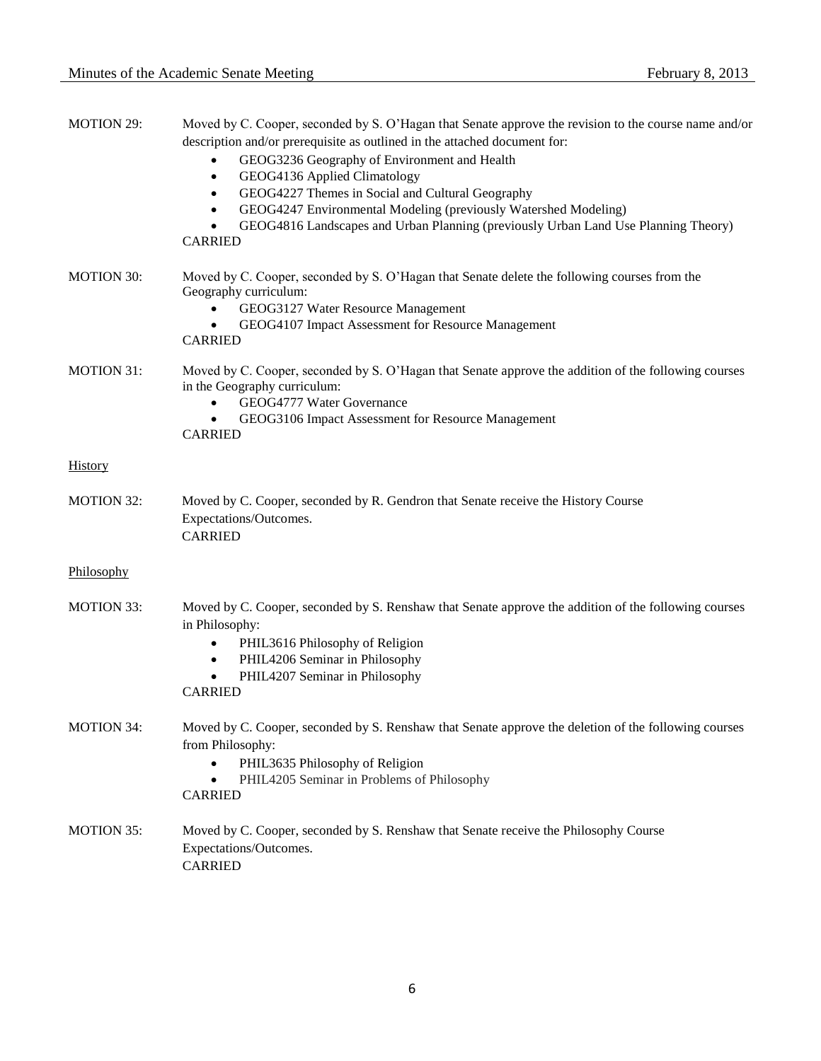MOTION 29: Moved by C. Cooper, seconded by S. O'Hagan that Senate approve the revision to the course name and/or description and/or prerequisite as outlined in the attached document for:

- GEOG3236 Geography of Environment and Health
- GEOG4136 Applied Climatology
- GEOG4227 Themes in Social and Cultural Geography
- GEOG4247 Environmental Modeling (previously Watershed Modeling)
- GEOG4816 Landscapes and Urban Planning (previously Urban Land Use Planning Theory)

CARRIED

MOTION 30: Moved by C. Cooper, seconded by S. O'Hagan that Senate delete the following courses from the Geography curriculum:

- GEOG3127 Water Resource Management
- GEOG4107 Impact Assessment for Resource Management

CARRIED

MOTION 31: Moved by C. Cooper, seconded by S. O'Hagan that Senate approve the addition of the following courses in the Geography curriculum:

- GEOG4777 Water Governance
- GEOG3106 Impact Assessment for Resource Management

CARRIED

<u>History</u>

MOTION 32: Moved by C. Cooper, seconded by R. Gendron that Senate receive the History Course Expectations/Outcomes.

CARRIED

<u>Philosophy</u>

MOTION 33: Moved by C. Cooper, seconded by S. Renshaw that Senate approve the addition of the following courses in Philosophy:

- PHIL3616 Philosophy of Religion
- PHIL4206 Seminar in Philosophy
- PHIL4207 Seminar in Philosophy

CARRIED

MOTION 34: Moved by C. Cooper, seconded by S. Renshaw that Senate approve the deletion of the following courses from Philosophy:

- PHIL3635 Philosophy of Religion
- PHIL4205 Seminar in Problems of Philosophy

CARRIED

MOTION 35: Moved by C. Cooper, seconded by S. Renshaw that Senate receive the Philosophy Course Expectations/Outcomes.

CARRIED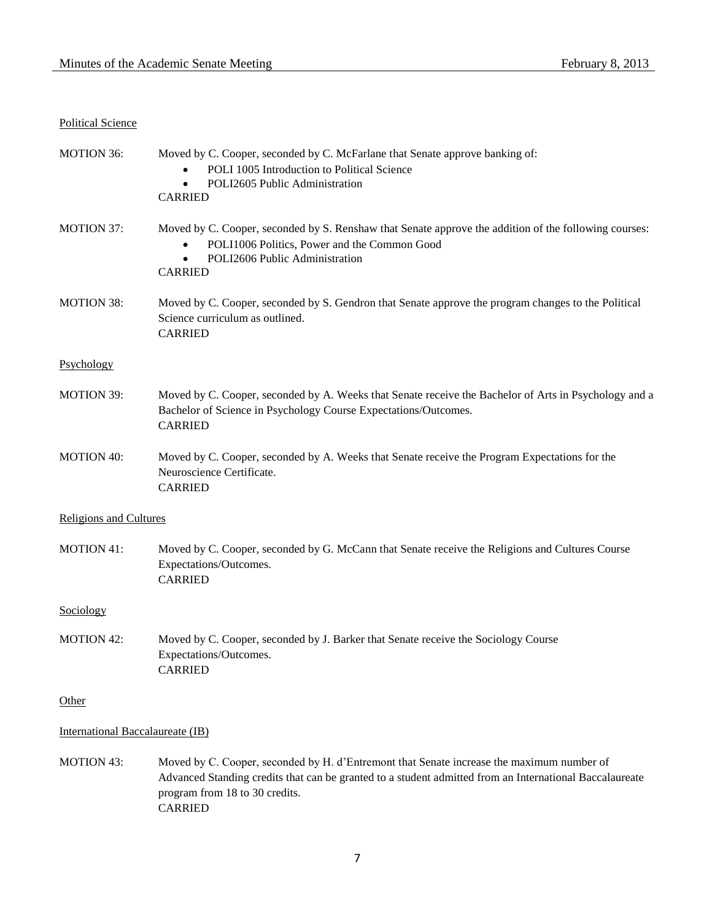Political Science

MOTION 36: Moved by C. Cooper, seconded by C. McFarlane that Senate approve banking of:

- POLI 1005 Introduction to Political Science
- POLI2605 Public Administration

CARRIED

MOTION 37: Moved by C. Cooper, seconded by S. Renshaw that Senate approve the addition of the following courses:

- POLI1006 Politics, Power and the Common Good
- POLI2606 Public Administration

CARRIED

MOTION 38: Moved by C. Cooper, seconded by S. Gendron that Senate approve the program changes to the Political Science curriculum as outlined.
CARRIED

Psychology

MOTION 39: Moved by C. Cooper, seconded by A. Weeks that Senate receive the Bachelor of Arts in Psychology and a Bachelor of Science in Psychology Course Expectations/Outcomes.
CARRIED

MOTION 40: Moved by C. Cooper, seconded by A. Weeks that Senate receive the Program Expectations for the Neuroscience Certificate.
CARRIED

Religions and Cultures

MOTION 41: Moved by C. Cooper, seconded by G. McCann that Senate receive the Religions and Cultures Course Expectations/Outcomes.
CARRIED

Sociology

MOTION 42: Moved by C. Cooper, seconded by J. Barker that Senate receive the Sociology Course Expectations/Outcomes.
CARRIED

Other

International Baccalaureate (IB)

MOTION 43: Moved by C. Cooper, seconded by H. d'Entremont that Senate increase the maximum number of Advanced Standing credits that can be granted to a student admitted from an International Baccalaureate program from 18 to 30 credits.
CARRIED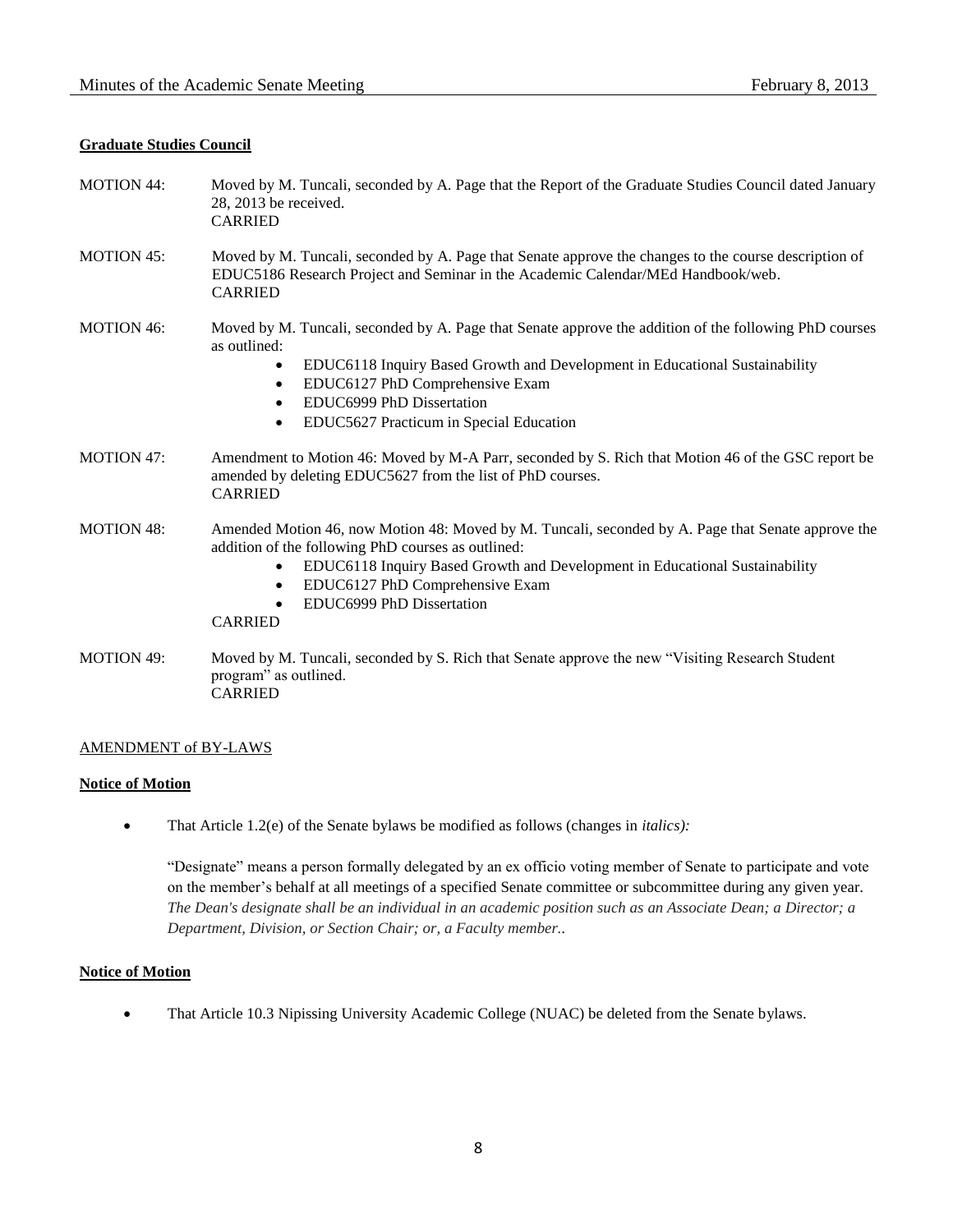**Graduate Studies Council**

MOTION 44: Moved by M. Tuncali, seconded by A. Page that the Report of the Graduate Studies Council dated January 28, 2013 be received.
CARRIED

MOTION 45: Moved by M. Tuncali, seconded by A. Page that Senate approve the changes to the course description of EDUC5186 Research Project and Seminar in the Academic Calendar/MEd Handbook/web.
CARRIED

MOTION 46: Moved by M. Tuncali, seconded by A. Page that Senate approve the addition of the following PhD courses as outlined:

- EDUC6118 Inquiry Based Growth and Development in Educational Sustainability
- EDUC6127 PhD Comprehensive Exam
- EDUC6999 PhD Dissertation
- EDUC5627 Practicum in Special Education

MOTION 47: Amendment to Motion 46: Moved by M-A Parr, seconded by S. Rich that Motion 46 of the GSC report be amended by deleting EDUC5627 from the list of PhD courses.
CARRIED

MOTION 48: Amended Motion 46, now Motion 48: Moved by M. Tuncali, seconded by A. Page that Senate approve the addition of the following PhD courses as outlined:

- EDUC6118 Inquiry Based Growth and Development in Educational Sustainability
- EDUC6127 PhD Comprehensive Exam
- EDUC6999 PhD Dissertation

CARRIED

MOTION 49: Moved by M. Tuncali, seconded by S. Rich that Senate approve the new "Visiting Research Student program" as outlined.
CARRIED

AMENDMENT of BY-LAWS

**Notice of Motion**

- That Article 1.2(e) of the Senate bylaws be modified as follows (changes in *italics):*

  "Designate" means a person formally delegated by an ex officio voting member of Senate to participate and vote on the member's behalf at all meetings of a specified Senate committee or subcommittee during any given year. *The Dean's designate shall be an individual in an academic position such as an Associate Dean; a Director; a Department, Division, or Section Chair; or, a Faculty member..*

**Notice of Motion**

- That Article 10.3 Nipissing University Academic College (NUAC) be deleted from the Senate bylaws.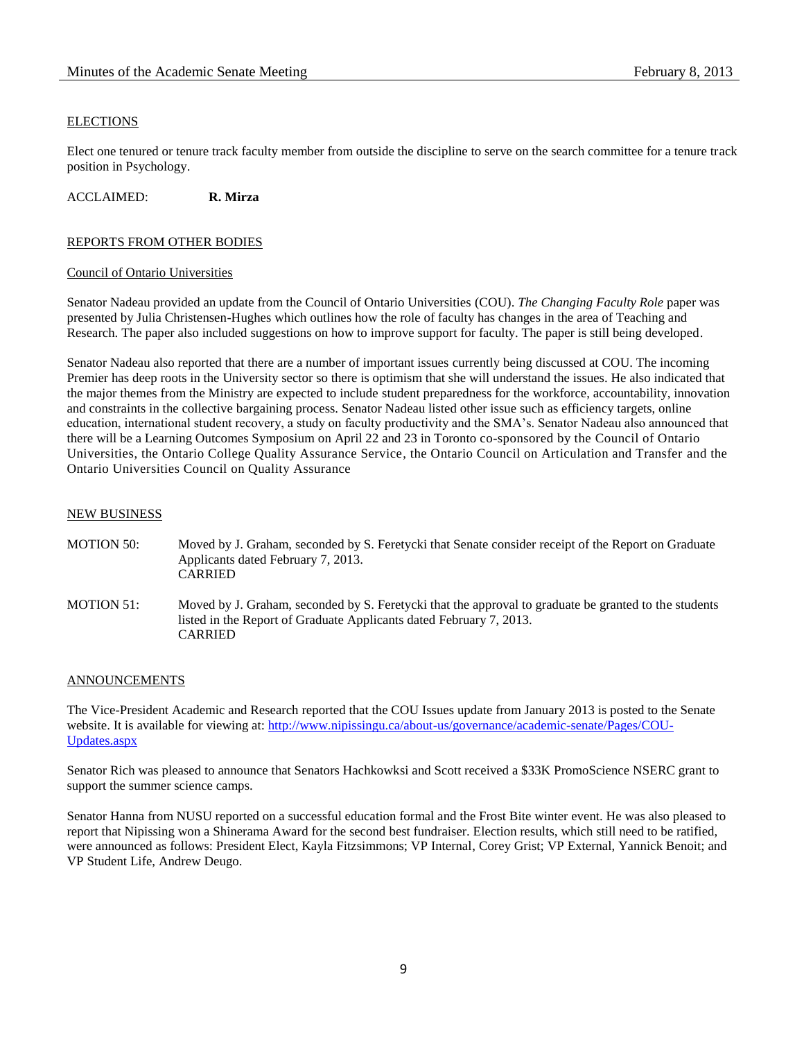## ELECTIONS

Elect one tenured or tenure track faculty member from outside the discipline to serve on the search committee for a tenure track position in Psychology.

ACCLAIMED: **R. Mirza**

## REPORTS FROM OTHER BODIES

### Council of Ontario Universities

Senator Nadeau provided an update from the Council of Ontario Universities (COU). *The Changing Faculty Role* paper was presented by Julia Christensen-Hughes which outlines how the role of faculty has changes in the area of Teaching and Research. The paper also included suggestions on how to improve support for faculty. The paper is still being developed.

Senator Nadeau also reported that there are a number of important issues currently being discussed at COU. The incoming Premier has deep roots in the University sector so there is optimism that she will understand the issues. He also indicated that the major themes from the Ministry are expected to include student preparedness for the workforce, accountability, innovation and constraints in the collective bargaining process. Senator Nadeau listed other issue such as efficiency targets, online education, international student recovery, a study on faculty productivity and the SMA's. Senator Nadeau also announced that there will be a Learning Outcomes Symposium on April 22 and 23 in Toronto co-sponsored by the Council of Ontario Universities, the Ontario College Quality Assurance Service, the Ontario Council on Articulation and Transfer and the Ontario Universities Council on Quality Assurance

## NEW BUSINESS

MOTION 50: Moved by J. Graham, seconded by S. Feretycki that Senate consider receipt of the Report on Graduate Applicants dated February 7, 2013.
CARRIED

MOTION 51: Moved by J. Graham, seconded by S. Feretycki that the approval to graduate be granted to the students listed in the Report of Graduate Applicants dated February 7, 2013.
CARRIED

## ANNOUNCEMENTS

The Vice-President Academic and Research reported that the COU Issues update from January 2013 is posted to the Senate website. It is available for viewing at: http://www.nipissingu.ca/about-us/governance/academic-senate/Pages/COU-Updates.aspx

Senator Rich was pleased to announce that Senators Hachkowksi and Scott received a $33K PromoScience NSERC grant to support the summer science camps.

Senator Hanna from NUSU reported on a successful education formal and the Frost Bite winter event. He was also pleased to report that Nipissing won a Shinerama Award for the second best fundraiser. Election results, which still need to be ratified, were announced as follows: President Elect, Kayla Fitzsimmons; VP Internal, Corey Grist; VP External, Yannick Benoit; and VP Student Life, Andrew Deugo.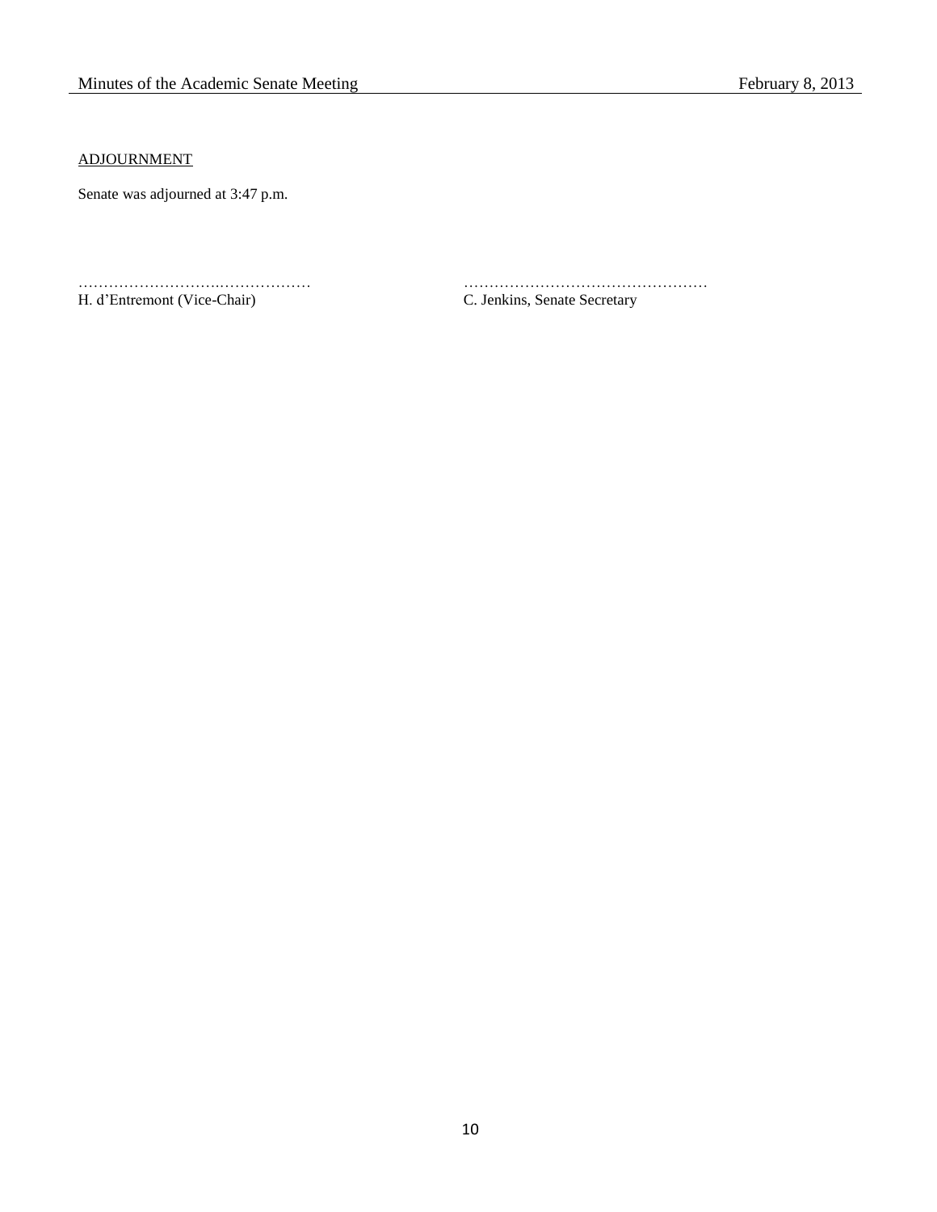ADJOURNMENT

Senate was adjourned at 3:47 p.m.

| | |
|---|---|
| ………………………..……………… | ………………………………………… |
| H. d'Entremont (Vice-Chair) | C. Jenkins, Senate Secretary |